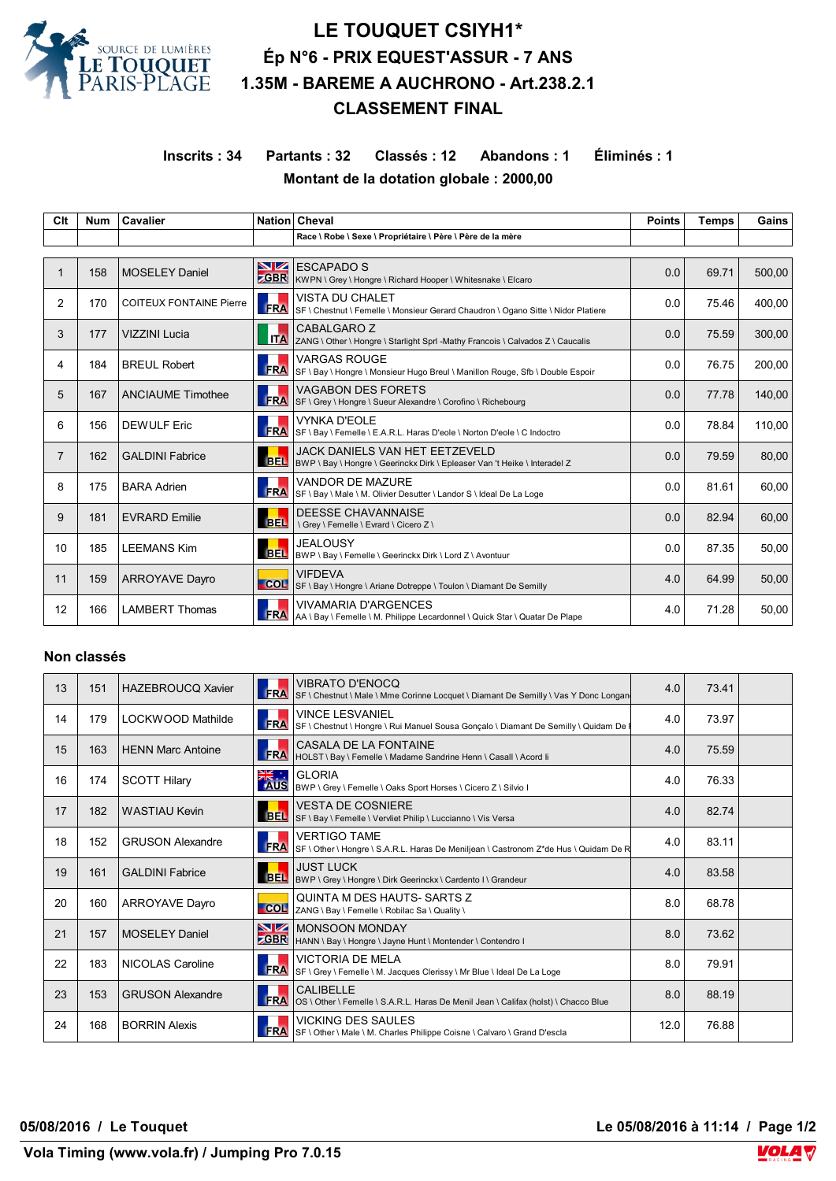# LE TOUQUET CSIYH1*

## Ép N°6 - PRIX EQUEST'ASSUR - 7 ANS

## 1.35M - BAREME A AUCHRONO - Art.238.2.1

## CLASSEMENT FINAL

**Inscrits : 34 Partants : 32 Classés : 12 Abandons : 1 Éliminés : 1**

**Montant de la dotation globale : 2000,00**

| Clt | Num | Cavalier | Nation | Cheval<br>Race \ Robe \ Sexe \ Propriétaire \ Père \ Père de la mère | Points | Temps | Gains |
|---|---|---|---|---|---|---|---|
| 1 | 158 | MOSELEY Daniel | GBR | ESCAPADO S<br>KWPN \ Grey \ Hongre \ Richard Hooper \ Whitesnake \ Elcaro | 0.0 | 69.71 | 500,00 |
| 2 | 170 | COITEUX FONTAINE Pierre | FRA | VISTA DU CHALET<br>SF \ Chestnut \ Femelle \ Monsieur Gerard Chaudron \ Ogano Sitte \ Nidor Platiere | 0.0 | 75.46 | 400,00 |
| 3 | 177 | VIZZINI Lucia | ITA | CABALGARO Z<br>ZANG \ Other \ Hongre \ Starlight Sprl -Mathy Francois \ Calvados Z \ Caucalis | 0.0 | 75.59 | 300,00 |
| 4 | 184 | BREUL Robert | FRA | VARGAS ROUGE<br>SF \ Bay \ Hongre \ Monsieur Hugo Breul \ Manillon Rouge, Sfb \ Double Espoir | 0.0 | 76.75 | 200,00 |
| 5 | 167 | ANCIAUME Timothee | FRA | VAGABON DES FORETS<br>SF \ Grey \ Hongre \ Sueur Alexandre \ Corofino \ Richebourg | 0.0 | 77.78 | 140,00 |
| 6 | 156 | DEWULF Eric | FRA | VYNKA D'EOLE<br>SF \ Bay \ Femelle \ E.A.R.L. Haras D'eole \ Norton D'eole \ C Indoctro | 0.0 | 78.84 | 110,00 |
| 7 | 162 | GALDINI Fabrice | BEL | JACK DANIELS VAN HET EETZEVELD<br>BWP \ Bay \ Hongre \ Geerinckx Dirk \ Epleaser Van 't Heike \ Interadel Z | 0.0 | 79.59 | 80,00 |
| 8 | 175 | BARA Adrien | FRA | VANDOR DE MAZURE<br>SF \ Bay \ Male \ M. Olivier Desutter \ Landor S \ Ideal De La Loge | 0.0 | 81.61 | 60,00 |
| 9 | 181 | EVRARD Emilie | BEL | DEESSE CHAVANNAISE<br>\ Grey \ Femelle \ Evrard \ Cicero Z \ | 0.0 | 82.94 | 60,00 |
| 10 | 185 | LEEMANS Kim | BEL | JEALOUSY<br>BWP \ Bay \ Femelle \ Geerinckx Dirk \ Lord Z \ Avontuur | 0.0 | 87.35 | 50,00 |
| 11 | 159 | ARROYAVE Dayro | COL | VIFDEVA<br>SF \ Bay \ Hongre \ Ariane Dotreppe \ Toulon \ Diamant De Semilly | 4.0 | 64.99 | 50,00 |
| 12 | 166 | LAMBERT Thomas | FRA | VIVAMARIA D'ARGENCES<br>AA \ Bay \ Femelle \ M. Philippe Lecardonnel \ Quick Star \ Quatar De Plape | 4.0 | 71.28 | 50,00 |

### Non classés

| Clt | Num | Cavalier | Nation | Cheval | Points | Temps | Gains |
|---|---|---|---|---|---|---|---|
| 13 | 151 | HAZEBROUCQ Xavier | FRA | VIBRATO D'ENOCQ<br>SF \ Chestnut \ Male \ Mme Corinne Locquet \ Diamant De Semilly \ Vas Y Donc Longan | 4.0 | 73.41 | |
| 14 | 179 | LOCKWOOD Mathilde | FRA | VINCE LESVANIEL<br>SF \ Chestnut \ Hongre \ Rui Manuel Sousa Gonçalo \ Diamant De Semilly \ Quidam De I | 4.0 | 73.97 | |
| 15 | 163 | HENN Marc Antoine | FRA | CASALA DE LA FONTAINE<br>HOLST \ Bay \ Femelle \ Madame Sandrine Henn \ Casall \ Acord Ii | 4.0 | 75.59 | |
| 16 | 174 | SCOTT Hilary | AUS | GLORIA<br>BWP \ Grey \ Femelle \ Oaks Sport Horses \ Cicero Z \ Silvio I | 4.0 | 76.33 | |
| 17 | 182 | WASTIAU Kevin | BEL | VESTA DE COSNIERE<br>SF \ Bay \ Femelle \ Vervliet Philip \ Luccianno \ Vis Versa | 4.0 | 82.74 | |
| 18 | 152 | GRUSON Alexandre | FRA | VERTIGO TAME<br>SF \ Other \ Hongre \ S.A.R.L. Haras De Meniljean \ Castronom Z*de Hus \ Quidam De R | 4.0 | 83.11 | |
| 19 | 161 | GALDINI Fabrice | BEL | JUST LUCK<br>BWP \ Grey \ Hongre \ Dirk Geerinckx \ Cardento I \ Grandeur | 4.0 | 83.58 | |
| 20 | 160 | ARROYAVE Dayro | COL | QUINTA M DES HAUTS- SARTS Z<br>ZANG \ Bay \ Femelle \ Robilac Sa \ Quality \ | 8.0 | 68.78 | |
| 21 | 157 | MOSELEY Daniel | GBR | MONSOON MONDAY<br>HANN \ Bay \ Hongre \ Jayne Hunt \ Montender \ Contendro I | 8.0 | 73.62 | |
| 22 | 183 | NICOLAS Caroline | FRA | VICTORIA DE MELA<br>SF \ Grey \ Femelle \ M. Jacques Clerissy \ Mr Blue \ Ideal De La Loge | 8.0 | 79.91 | |
| 23 | 153 | GRUSON Alexandre | FRA | CALIBELLE<br>OS \ Other \ Femelle \ S.A.R.L. Haras De Menil Jean \ Califax (holst) \ Chacco Blue | 8.0 | 88.19 | |
| 24 | 168 | BORRIN Alexis | FRA | VICKING DES SAULES<br>SF \ Other \ Male \ M. Charles Philippe Coisne \ Calvaro \ Grand D'escla | 12.0 | 76.88 | |

**05/08/2016 / Le Touquet** — **Le 05/08/2016 à 11:14**

**Vola Timing (www.vola.fr) / Jumping Pro 7.0.15**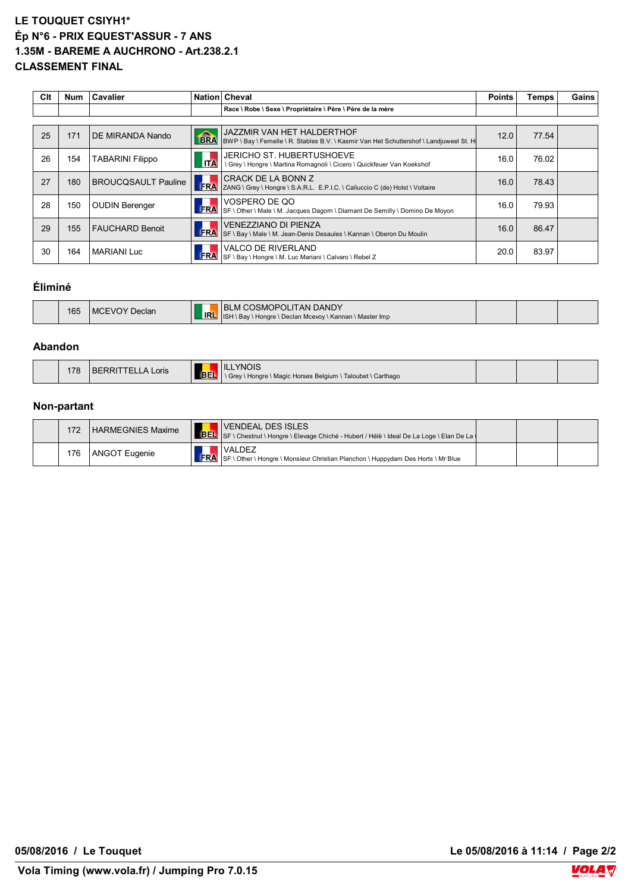**LE TOUQUET CSIYH1***
**Ép N°6 - PRIX EQUEST'ASSUR - 7 ANS**
**1.35M - BAREME A AUCHRONO - Art.238.2.1**
**CLASSEMENT FINAL**

| Clt | Num | Cavalier | Nation | Cheval<br>Race \ Robe \ Sexe \ Propriétaire \ Père \ Père de la mère | Points | Temps | Gains |
|---|---|---|---|---|---|---|---|
| 25 | 171 | DE MIRANDA Nando | BRA | JAZZMIR VAN HET HALDERTHOF<br>BWP \ Bay \ Femelle \ R. Stables B.V. \ Kasmir Van Het Schuttershof \ Landjuweel St. H | 12.0 | 77.54 | |
| 26 | 154 | TABARINI Filippo | ITA | JERICHO ST. HUBERTUSHOEVE<br>\ Grey \ Hongre \ Martina Romagnoli \ Cicero \ Quickfeuer Van Koekshof | 16.0 | 76.02 | |
| 27 | 180 | BROUCQSAULT Pauline | FRA | CRACK DE LA BONN Z<br>ZANG \ Grey \ Hongre \ S.A.R.L. E.P.I.C. \ Calluccio C (de) Holst \ Voltaire | 16.0 | 78.43 | |
| 28 | 150 | OUDIN Berenger | FRA | VOSPERO DE QO<br>SF \ Other \ Male \ M. Jacques Dagom \ Diamant De Semilly \ Domino De Moyon | 16.0 | 79.93 | |
| 29 | 155 | FAUCHARD Benoit | FRA | VENEZZIANO DI PIENZA<br>SF \ Bay \ Male \ M. Jean-Denis Desaules \ Kannan \ Oberon Du Moulin | 16.0 | 86.47 | |
| 30 | 164 | MARIANI Luc | FRA | VALCO DE RIVERLAND<br>SF \ Bay \ Hongre \ M. Luc Mariani \ Calvaro \ Rebel Z | 20.0 | 83.97 | |

## Éliminé

| | | | | | | | |
|---|---|---|---|---|---|---|---|
| | 165 | MCEVOY Declan | IRL | BLM COSMOPOLITAN DANDY<br>ISH \ Bay \ Hongre \ Declan Mcevoy \ Kannan \ Master Imp | | | |

## Abandon

| | | | | | | | |
|---|---|---|---|---|---|---|---|
| | 178 | BERRITTELLA Loris | BEL | ILLYNOIS<br>\ Grey \ Hongre \ Magic Horses Belgium \ Taloubet \ Carthago | | | |

## Non-partant

| | | | | | | | |
|---|---|---|---|---|---|---|---|
| | 172 | HARMEGNIES Maxime | BEL | VENDEAL DES ISLES<br>SF \ Chestnut \ Hongre \ Elevage Chiché - Hubert / Hélè \ Ideal De La Loge \ Elan De La | | | |
| | 176 | ANGOT Eugenie | FRA | VALDEZ<br>SF \ Other \ Hongre \ Monsieur Christian Planchon \ Huppydam Des Horts \ Mr Blue | | | |

05/08/2016 / Le Touquet — Le 05/08/2016 à 11:14

Vola Timing (www.vola.fr) / Jumping Pro 7.0.15